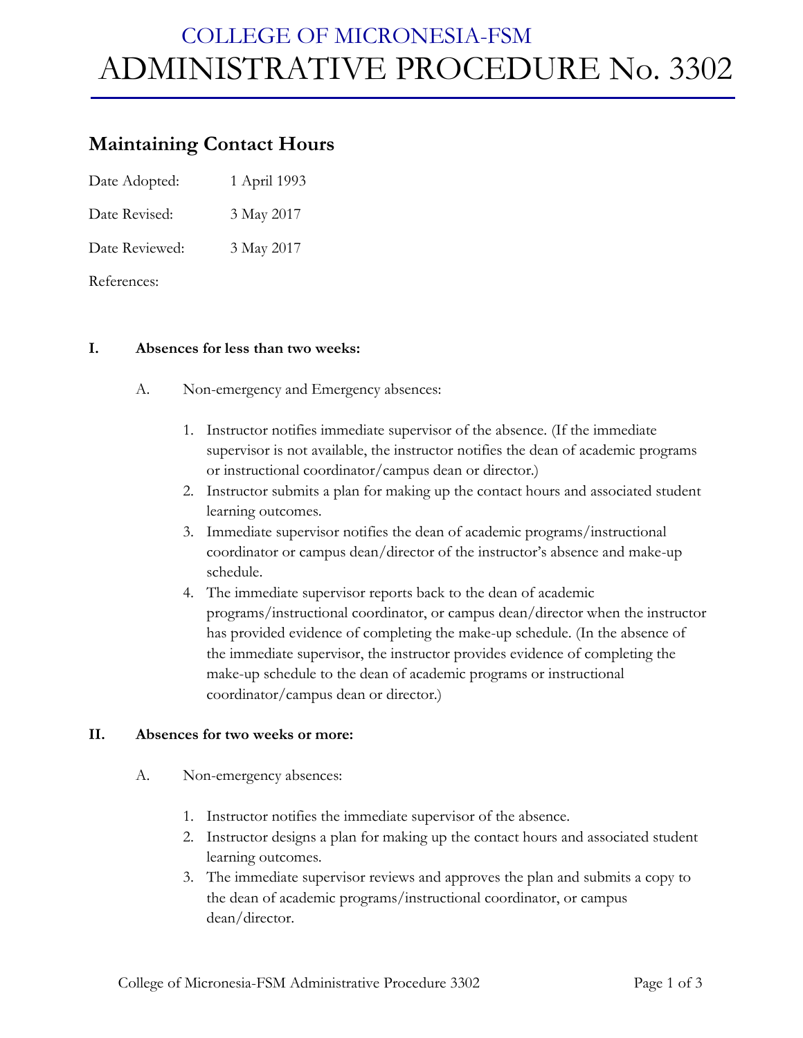COLLEGE OF MICRONESIA-FSM

# ADMINISTRATIVE PROCEDURE No. 3302

## Maintaining Contact Hours

Date Adopted: 1 April 1993

Date Revised: 3 May 2017

Date Reviewed: 3 May 2017

References:

**I. Absences for less than two weeks:**

A. Non-emergency and Emergency absences:

1. Instructor notifies immediate supervisor of the absence. (If the immediate supervisor is not available, the instructor notifies the dean of academic programs or instructional coordinator/campus dean or director.)
2. Instructor submits a plan for making up the contact hours and associated student learning outcomes.
3. Immediate supervisor notifies the dean of academic programs/instructional coordinator or campus dean/director of the instructor's absence and make-up schedule.
4. The immediate supervisor reports back to the dean of academic programs/instructional coordinator, or campus dean/director when the instructor has provided evidence of completing the make-up schedule. (In the absence of the immediate supervisor, the instructor provides evidence of completing the make-up schedule to the dean of academic programs or instructional coordinator/campus dean or director.)

**II. Absences for two weeks or more:**

A. Non-emergency absences:

1. Instructor notifies the immediate supervisor of the absence.
2. Instructor designs a plan for making up the contact hours and associated student learning outcomes.
3. The immediate supervisor reviews and approves the plan and submits a copy to the dean of academic programs/instructional coordinator, or campus dean/director.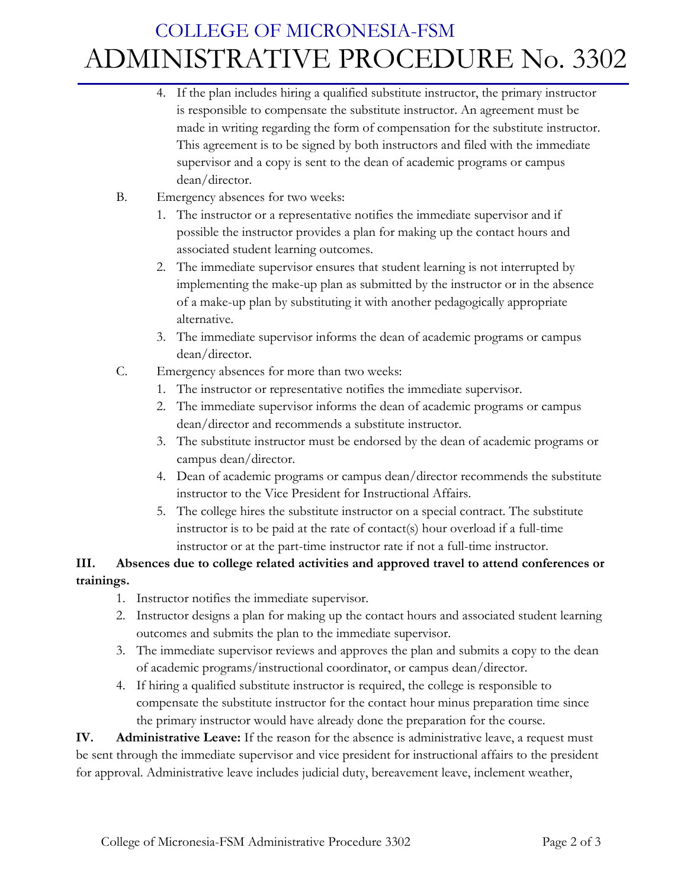4. If the plan includes hiring a qualified substitute instructor, the primary instructor is responsible to compensate the substitute instructor. An agreement must be made in writing regarding the form of compensation for the substitute instructor. This agreement is to be signed by both instructors and filed with the immediate supervisor and a copy is sent to the dean of academic programs or campus dean/director.

B. Emergency absences for two weeks:

1. The instructor or a representative notifies the immediate supervisor and if possible the instructor provides a plan for making up the contact hours and associated student learning outcomes.
2. The immediate supervisor ensures that student learning is not interrupted by implementing the make-up plan as submitted by the instructor or in the absence of a make-up plan by substituting it with another pedagogically appropriate alternative.
3. The immediate supervisor informs the dean of academic programs or campus dean/director.

C. Emergency absences for more than two weeks:

1. The instructor or representative notifies the immediate supervisor.
2. The immediate supervisor informs the dean of academic programs or campus dean/director and recommends a substitute instructor.
3. The substitute instructor must be endorsed by the dean of academic programs or campus dean/director.
4. Dean of academic programs or campus dean/director recommends the substitute instructor to the Vice President for Instructional Affairs.
5. The college hires the substitute instructor on a special contract. The substitute instructor is to be paid at the rate of contact(s) hour overload if a full-time instructor or at the part-time instructor rate if not a full-time instructor.

**III. Absences due to college related activities and approved travel to attend conferences or trainings.**

1. Instructor notifies the immediate supervisor.
2. Instructor designs a plan for making up the contact hours and associated student learning outcomes and submits the plan to the immediate supervisor.
3. The immediate supervisor reviews and approves the plan and submits a copy to the dean of academic programs/instructional coordinator, or campus dean/director.
4. If hiring a qualified substitute instructor is required, the college is responsible to compensate the substitute instructor for the contact hour minus preparation time since the primary instructor would have already done the preparation for the course.

**IV. Administrative Leave:** If the reason for the absence is administrative leave, a request must be sent through the immediate supervisor and vice president for instructional affairs to the president for approval. Administrative leave includes judicial duty, bereavement leave, inclement weather,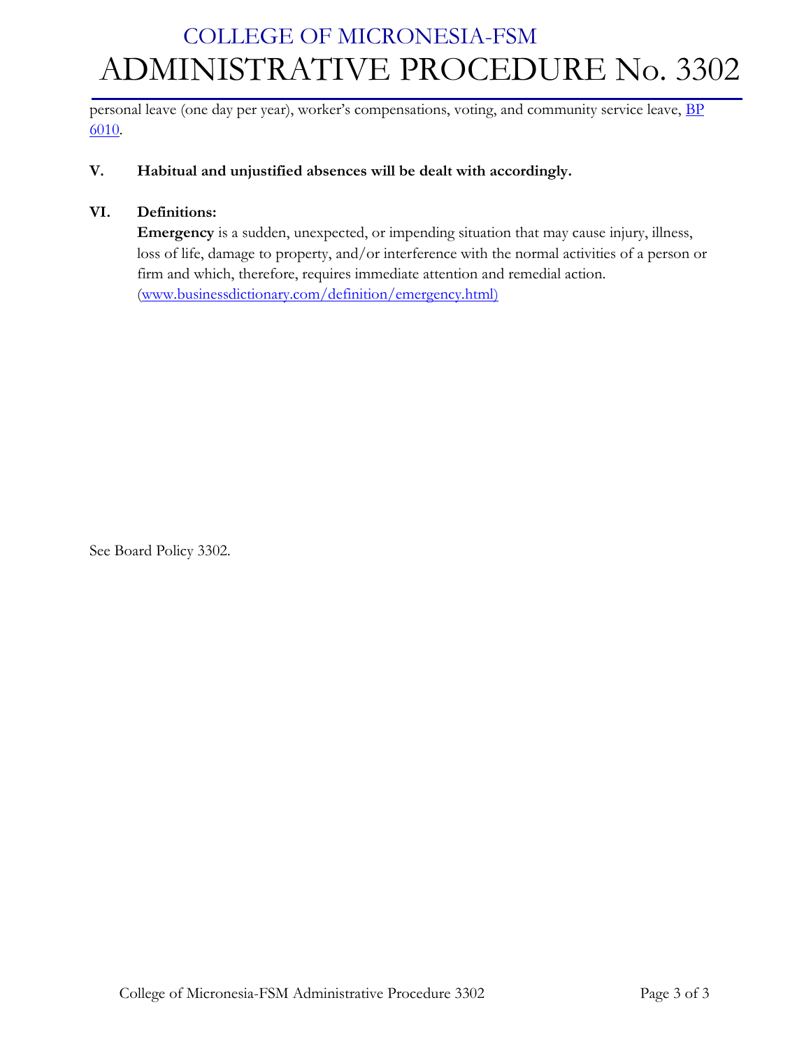personal leave (one day per year), worker's compensations, voting, and community service leave, [BP 6010](BP 6010).

**V. Habitual and unjustified absences will be dealt with accordingly.**

**VI. Definitions:**

**Emergency** is a sudden, unexpected, or impending situation that may cause injury, illness, loss of life, damage to property, and/or interference with the normal activities of a person or firm and which, therefore, requires immediate attention and remedial action. (www.businessdictionary.com/definition/emergency.html)

See Board Policy 3302.